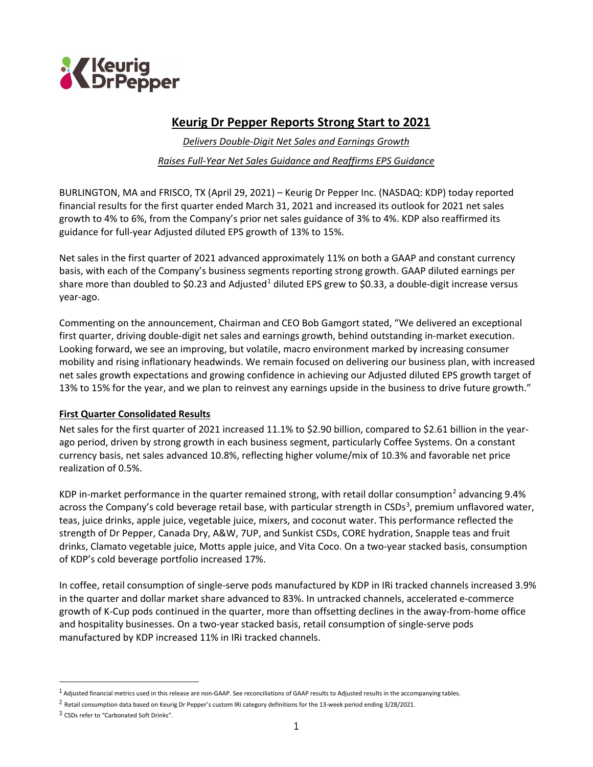# Keurig Dr Pepper Reports Strong Start to 2021

*Delivers Double-Digit Net Sales and Earnings Growth*

*Raises Full-Year Net Sales Guidance and Reaffirms EPS Guidance*

BURLINGTON, MA and FRISCO, TX (April 29, 2021) – Keurig Dr Pepper Inc. (NASDAQ: KDP) today reported financial results for the first quarter ended March 31, 2021 and increased its outlook for 2021 net sales growth to 4% to 6%, from the Company's prior net sales guidance of 3% to 4%. KDP also reaffirmed its guidance for full-year Adjusted diluted EPS growth of 13% to 15%.

Net sales in the first quarter of 2021 advanced approximately 11% on both a GAAP and constant currency basis, with each of the Company's business segments reporting strong growth. GAAP diluted earnings per share more than doubled to $0.23 and Adjusted[1] diluted EPS grew to $0.33, a double-digit increase versus year-ago.

Commenting on the announcement, Chairman and CEO Bob Gamgort stated, "We delivered an exceptional first quarter, driving double-digit net sales and earnings growth, behind outstanding in-market execution. Looking forward, we see an improving, but volatile, macro environment marked by increasing consumer mobility and rising inflationary headwinds. We remain focused on delivering our business plan, with increased net sales growth expectations and growing confidence in achieving our Adjusted diluted EPS growth target of 13% to 15% for the year, and we plan to reinvest any earnings upside in the business to drive future growth."

## First Quarter Consolidated Results

Net sales for the first quarter of 2021 increased 11.1% to $2.90 billion, compared to $2.61 billion in the year-ago period, driven by strong growth in each business segment, particularly Coffee Systems. On a constant currency basis, net sales advanced 10.8%, reflecting higher volume/mix of 10.3% and favorable net price realization of 0.5%.

KDP in-market performance in the quarter remained strong, with retail dollar consumption[2] advancing 9.4% across the Company's cold beverage retail base, with particular strength in CSDs[3], premium unflavored water, teas, juice drinks, apple juice, vegetable juice, mixers, and coconut water. This performance reflected the strength of Dr Pepper, Canada Dry, A&W, 7UP, and Sunkist CSDs, CORE hydration, Snapple teas and fruit drinks, Clamato vegetable juice, Motts apple juice, and Vita Coco. On a two-year stacked basis, consumption of KDP's cold beverage portfolio increased 17%.

In coffee, retail consumption of single-serve pods manufactured by KDP in IRi tracked channels increased 3.9% in the quarter and dollar market share advanced to 83%. In untracked channels, accelerated e-commerce growth of K-Cup pods continued in the quarter, more than offsetting declines in the away-from-home office and hospitality businesses. On a two-year stacked basis, retail consumption of single-serve pods manufactured by KDP increased 11% in IRi tracked channels.

---

[1] Adjusted financial metrics used in this release are non-GAAP. See reconciliations of GAAP results to Adjusted results in the accompanying tables.

[2] Retail consumption data based on Keurig Dr Pepper's custom IRi category definitions for the 13-week period ending 3/28/2021.

[3] CSDs refer to "Carbonated Soft Drinks".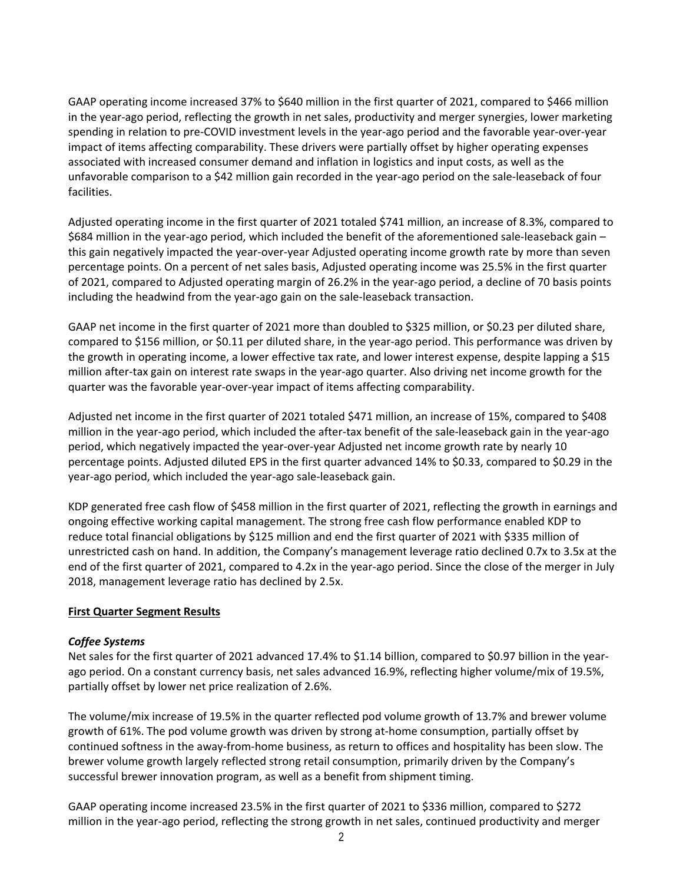GAAP operating income increased 37% to $640 million in the first quarter of 2021, compared to $466 million in the year-ago period, reflecting the growth in net sales, productivity and merger synergies, lower marketing spending in relation to pre-COVID investment levels in the year-ago period and the favorable year-over-year impact of items affecting comparability. These drivers were partially offset by higher operating expenses associated with increased consumer demand and inflation in logistics and input costs, as well as the unfavorable comparison to a $42 million gain recorded in the year-ago period on the sale-leaseback of four facilities.

Adjusted operating income in the first quarter of 2021 totaled $741 million, an increase of 8.3%, compared to $684 million in the year-ago period, which included the benefit of the aforementioned sale-leaseback gain – this gain negatively impacted the year-over-year Adjusted operating income growth rate by more than seven percentage points. On a percent of net sales basis, Adjusted operating income was 25.5% in the first quarter of 2021, compared to Adjusted operating margin of 26.2% in the year-ago period, a decline of 70 basis points including the headwind from the year-ago gain on the sale-leaseback transaction.

GAAP net income in the first quarter of 2021 more than doubled to $325 million, or $0.23 per diluted share, compared to $156 million, or $0.11 per diluted share, in the year-ago period. This performance was driven by the growth in operating income, a lower effective tax rate, and lower interest expense, despite lapping a $15 million after-tax gain on interest rate swaps in the year-ago quarter. Also driving net income growth for the quarter was the favorable year-over-year impact of items affecting comparability.

Adjusted net income in the first quarter of 2021 totaled $471 million, an increase of 15%, compared to $408 million in the year-ago period, which included the after-tax benefit of the sale-leaseback gain in the year-ago period, which negatively impacted the year-over-year Adjusted net income growth rate by nearly 10 percentage points. Adjusted diluted EPS in the first quarter advanced 14% to $0.33, compared to $0.29 in the year-ago period, which included the year-ago sale-leaseback gain.

KDP generated free cash flow of $458 million in the first quarter of 2021, reflecting the growth in earnings and ongoing effective working capital management. The strong free cash flow performance enabled KDP to reduce total financial obligations by $125 million and end the first quarter of 2021 with $335 million of unrestricted cash on hand. In addition, the Company's management leverage ratio declined 0.7x to 3.5x at the end of the first quarter of 2021, compared to 4.2x in the year-ago period. Since the close of the merger in July 2018, management leverage ratio has declined by 2.5x.

**First Quarter Segment Results**

***Coffee Systems***

Net sales for the first quarter of 2021 advanced 17.4% to $1.14 billion, compared to $0.97 billion in the year-ago period. On a constant currency basis, net sales advanced 16.9%, reflecting higher volume/mix of 19.5%, partially offset by lower net price realization of 2.6%.

The volume/mix increase of 19.5% in the quarter reflected pod volume growth of 13.7% and brewer volume growth of 61%. The pod volume growth was driven by strong at-home consumption, partially offset by continued softness in the away-from-home business, as return to offices and hospitality has been slow. The brewer volume growth largely reflected strong retail consumption, primarily driven by the Company's successful brewer innovation program, as well as a benefit from shipment timing.

GAAP operating income increased 23.5% in the first quarter of 2021 to $336 million, compared to $272 million in the year-ago period, reflecting the strong growth in net sales, continued productivity and merger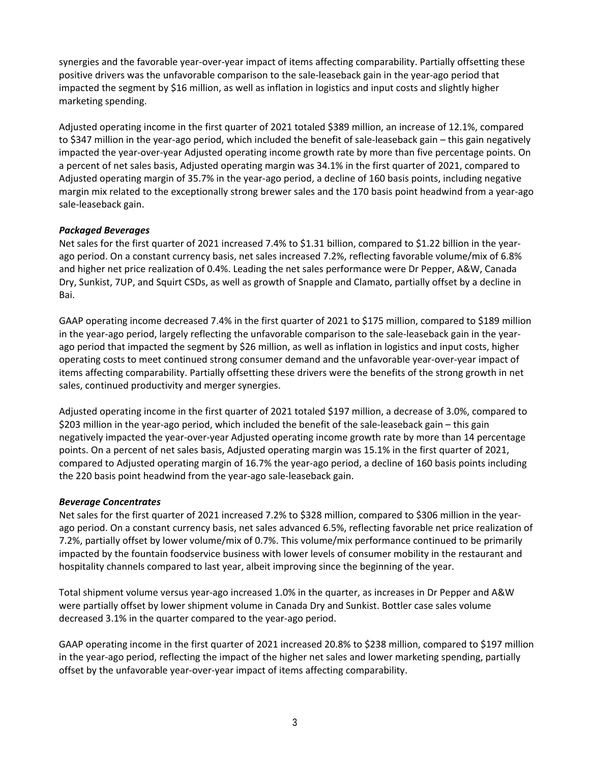synergies and the favorable year-over-year impact of items affecting comparability. Partially offsetting these positive drivers was the unfavorable comparison to the sale-leaseback gain in the year-ago period that impacted the segment by $16 million, as well as inflation in logistics and input costs and slightly higher marketing spending.

Adjusted operating income in the first quarter of 2021 totaled $389 million, an increase of 12.1%, compared to $347 million in the year-ago period, which included the benefit of sale-leaseback gain – this gain negatively impacted the year-over-year Adjusted operating income growth rate by more than five percentage points. On a percent of net sales basis, Adjusted operating margin was 34.1% in the first quarter of 2021, compared to Adjusted operating margin of 35.7% in the year-ago period, a decline of 160 basis points, including negative margin mix related to the exceptionally strong brewer sales and the 170 basis point headwind from a year-ago sale-leaseback gain.

***Packaged Beverages***

Net sales for the first quarter of 2021 increased 7.4% to $1.31 billion, compared to $1.22 billion in the year-ago period. On a constant currency basis, net sales increased 7.2%, reflecting favorable volume/mix of 6.8% and higher net price realization of 0.4%. Leading the net sales performance were Dr Pepper, A&W, Canada Dry, Sunkist, 7UP, and Squirt CSDs, as well as growth of Snapple and Clamato, partially offset by a decline in Bai.

GAAP operating income decreased 7.4% in the first quarter of 2021 to $175 million, compared to $189 million in the year-ago period, largely reflecting the unfavorable comparison to the sale-leaseback gain in the year-ago period that impacted the segment by $26 million, as well as inflation in logistics and input costs, higher operating costs to meet continued strong consumer demand and the unfavorable year-over-year impact of items affecting comparability. Partially offsetting these drivers were the benefits of the strong growth in net sales, continued productivity and merger synergies.

Adjusted operating income in the first quarter of 2021 totaled $197 million, a decrease of 3.0%, compared to $203 million in the year-ago period, which included the benefit of the sale-leaseback gain – this gain negatively impacted the year-over-year Adjusted operating income growth rate by more than 14 percentage points. On a percent of net sales basis, Adjusted operating margin was 15.1% in the first quarter of 2021, compared to Adjusted operating margin of 16.7% the year-ago period, a decline of 160 basis points including the 220 basis point headwind from the year-ago sale-leaseback gain.

***Beverage Concentrates***

Net sales for the first quarter of 2021 increased 7.2% to $328 million, compared to $306 million in the year-ago period. On a constant currency basis, net sales advanced 6.5%, reflecting favorable net price realization of 7.2%, partially offset by lower volume/mix of 0.7%. This volume/mix performance continued to be primarily impacted by the fountain foodservice business with lower levels of consumer mobility in the restaurant and hospitality channels compared to last year, albeit improving since the beginning of the year.

Total shipment volume versus year-ago increased 1.0% in the quarter, as increases in Dr Pepper and A&W were partially offset by lower shipment volume in Canada Dry and Sunkist. Bottler case sales volume decreased 3.1% in the quarter compared to the year-ago period.

GAAP operating income in the first quarter of 2021 increased 20.8% to $238 million, compared to $197 million in the year-ago period, reflecting the impact of the higher net sales and lower marketing spending, partially offset by the unfavorable year-over-year impact of items affecting comparability.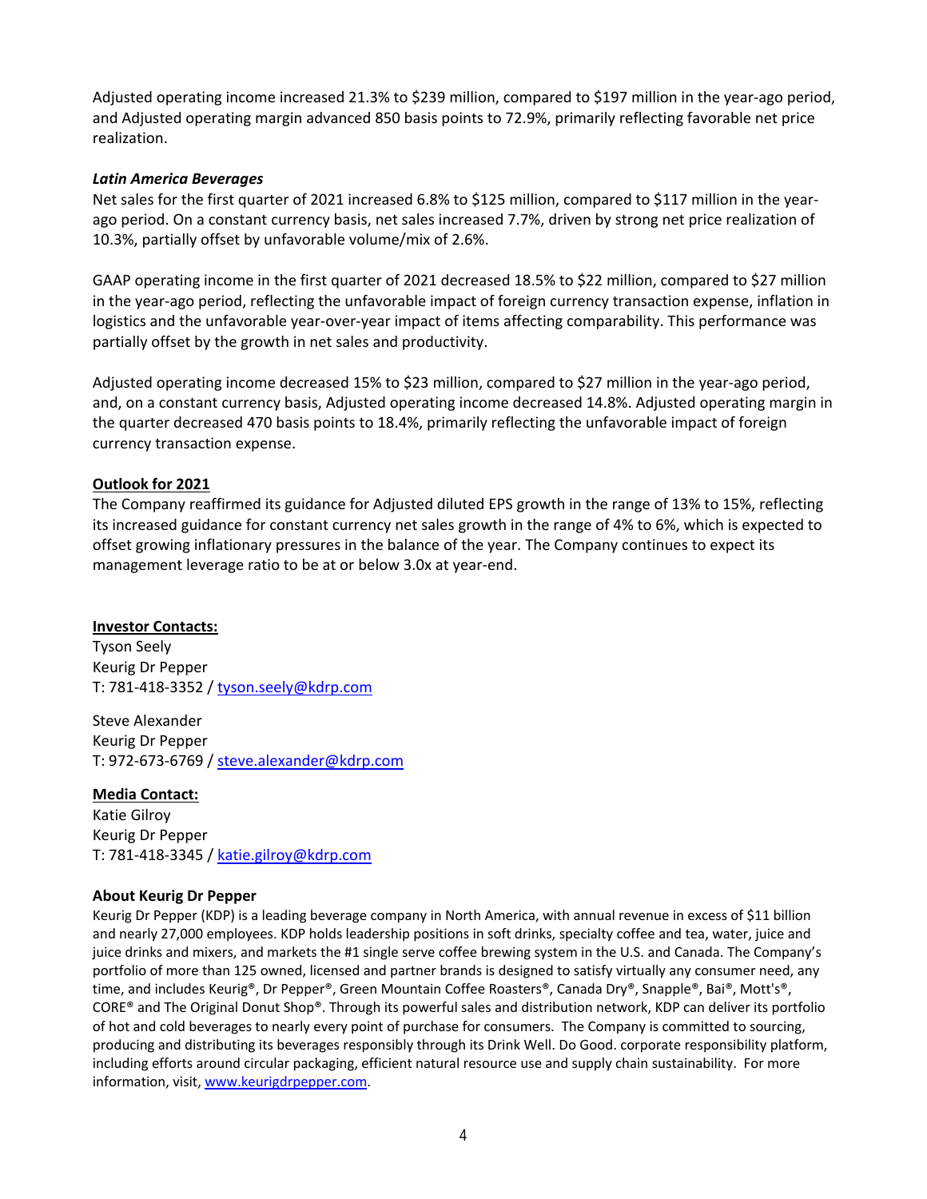Adjusted operating income increased 21.3% to $239 million, compared to $197 million in the year-ago period, and Adjusted operating margin advanced 850 basis points to 72.9%, primarily reflecting favorable net price realization.

***Latin America Beverages***

Net sales for the first quarter of 2021 increased 6.8% to $125 million, compared to $117 million in the year-ago period. On a constant currency basis, net sales increased 7.7%, driven by strong net price realization of 10.3%, partially offset by unfavorable volume/mix of 2.6%.

GAAP operating income in the first quarter of 2021 decreased 18.5% to $22 million, compared to $27 million in the year-ago period, reflecting the unfavorable impact of foreign currency transaction expense, inflation in logistics and the unfavorable year-over-year impact of items affecting comparability. This performance was partially offset by the growth in net sales and productivity.

Adjusted operating income decreased 15% to $23 million, compared to $27 million in the year-ago period, and, on a constant currency basis, Adjusted operating income decreased 14.8%. Adjusted operating margin in the quarter decreased 470 basis points to 18.4%, primarily reflecting the unfavorable impact of foreign currency transaction expense.

**Outlook for 2021**

The Company reaffirmed its guidance for Adjusted diluted EPS growth in the range of 13% to 15%, reflecting its increased guidance for constant currency net sales growth in the range of 4% to 6%, which is expected to offset growing inflationary pressures in the balance of the year. The Company continues to expect its management leverage ratio to be at or below 3.0x at year-end.

**Investor Contacts:**

Tyson Seely
Keurig Dr Pepper
T: 781-418-3352 / tyson.seely@kdrp.com

Steve Alexander
Keurig Dr Pepper
T: 972-673-6769 / steve.alexander@kdrp.com

**Media Contact:**

Katie Gilroy
Keurig Dr Pepper
T: 781-418-3345 / katie.gilroy@kdrp.com

**About Keurig Dr Pepper**

Keurig Dr Pepper (KDP) is a leading beverage company in North America, with annual revenue in excess of $11 billion and nearly 27,000 employees. KDP holds leadership positions in soft drinks, specialty coffee and tea, water, juice and juice drinks and mixers, and markets the #1 single serve coffee brewing system in the U.S. and Canada. The Company's portfolio of more than 125 owned, licensed and partner brands is designed to satisfy virtually any consumer need, any time, and includes Keurig®, Dr Pepper®, Green Mountain Coffee Roasters®, Canada Dry®, Snapple®, Bai®, Mott's®, CORE® and The Original Donut Shop®. Through its powerful sales and distribution network, KDP can deliver its portfolio of hot and cold beverages to nearly every point of purchase for consumers. The Company is committed to sourcing, producing and distributing its beverages responsibly through its Drink Well. Do Good. corporate responsibility platform, including efforts around circular packaging, efficient natural resource use and supply chain sustainability. For more information, visit, www.keurigdrpepper.com.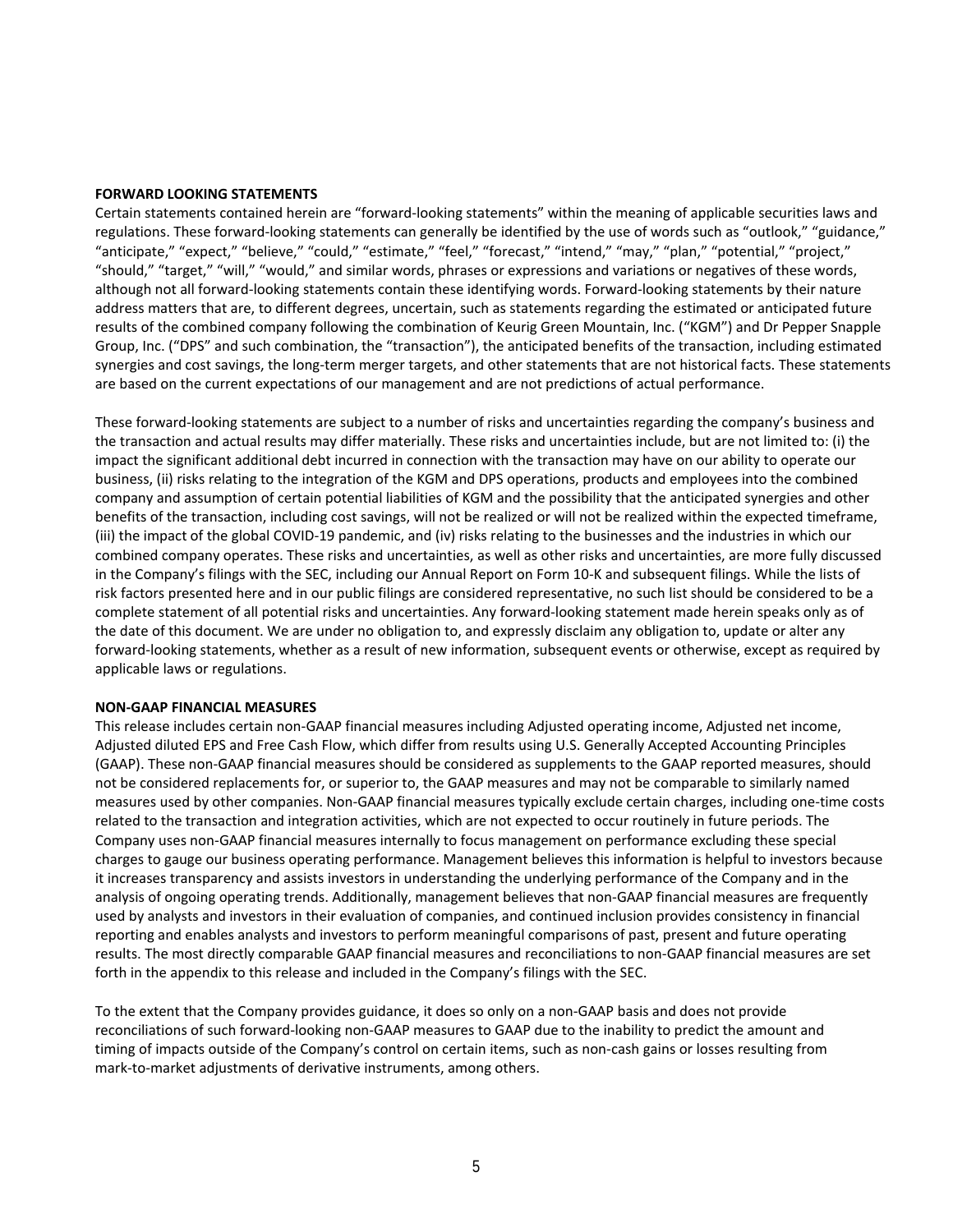**FORWARD LOOKING STATEMENTS**

Certain statements contained herein are “forward-looking statements” within the meaning of applicable securities laws and regulations. These forward-looking statements can generally be identified by the use of words such as “outlook,” “guidance,” “anticipate,” “expect,” “believe,” “could,” “estimate,” “feel,” “forecast,” “intend,” “may,” “plan,” “potential,” “project,” “should,” “target,” “will,” “would,” and similar words, phrases or expressions and variations or negatives of these words, although not all forward-looking statements contain these identifying words. Forward-looking statements by their nature address matters that are, to different degrees, uncertain, such as statements regarding the estimated or anticipated future results of the combined company following the combination of Keurig Green Mountain, Inc. (“KGM”) and Dr Pepper Snapple Group, Inc. (“DPS” and such combination, the “transaction”), the anticipated benefits of the transaction, including estimated synergies and cost savings, the long-term merger targets, and other statements that are not historical facts. These statements are based on the current expectations of our management and are not predictions of actual performance.

These forward-looking statements are subject to a number of risks and uncertainties regarding the company’s business and the transaction and actual results may differ materially. These risks and uncertainties include, but are not limited to: (i) the impact the significant additional debt incurred in connection with the transaction may have on our ability to operate our business, (ii) risks relating to the integration of the KGM and DPS operations, products and employees into the combined company and assumption of certain potential liabilities of KGM and the possibility that the anticipated synergies and other benefits of the transaction, including cost savings, will not be realized or will not be realized within the expected timeframe, (iii) the impact of the global COVID-19 pandemic, and (iv) risks relating to the businesses and the industries in which our combined company operates. These risks and uncertainties, as well as other risks and uncertainties, are more fully discussed in the Company’s filings with the SEC, including our Annual Report on Form 10-K and subsequent filings. While the lists of risk factors presented here and in our public filings are considered representative, no such list should be considered to be a complete statement of all potential risks and uncertainties. Any forward-looking statement made herein speaks only as of the date of this document. We are under no obligation to, and expressly disclaim any obligation to, update or alter any forward-looking statements, whether as a result of new information, subsequent events or otherwise, except as required by applicable laws or regulations.

**NON-GAAP FINANCIAL MEASURES**

This release includes certain non-GAAP financial measures including Adjusted operating income, Adjusted net income, Adjusted diluted EPS and Free Cash Flow, which differ from results using U.S. Generally Accepted Accounting Principles (GAAP). These non-GAAP financial measures should be considered as supplements to the GAAP reported measures, should not be considered replacements for, or superior to, the GAAP measures and may not be comparable to similarly named measures used by other companies. Non-GAAP financial measures typically exclude certain charges, including one-time costs related to the transaction and integration activities, which are not expected to occur routinely in future periods. The Company uses non-GAAP financial measures internally to focus management on performance excluding these special charges to gauge our business operating performance. Management believes this information is helpful to investors because it increases transparency and assists investors in understanding the underlying performance of the Company and in the analysis of ongoing operating trends. Additionally, management believes that non-GAAP financial measures are frequently used by analysts and investors in their evaluation of companies, and continued inclusion provides consistency in financial reporting and enables analysts and investors to perform meaningful comparisons of past, present and future operating results. The most directly comparable GAAP financial measures and reconciliations to non-GAAP financial measures are set forth in the appendix to this release and included in the Company’s filings with the SEC.

To the extent that the Company provides guidance, it does so only on a non-GAAP basis and does not provide reconciliations of such forward-looking non-GAAP measures to GAAP due to the inability to predict the amount and timing of impacts outside of the Company’s control on certain items, such as non-cash gains or losses resulting from mark-to-market adjustments of derivative instruments, among others.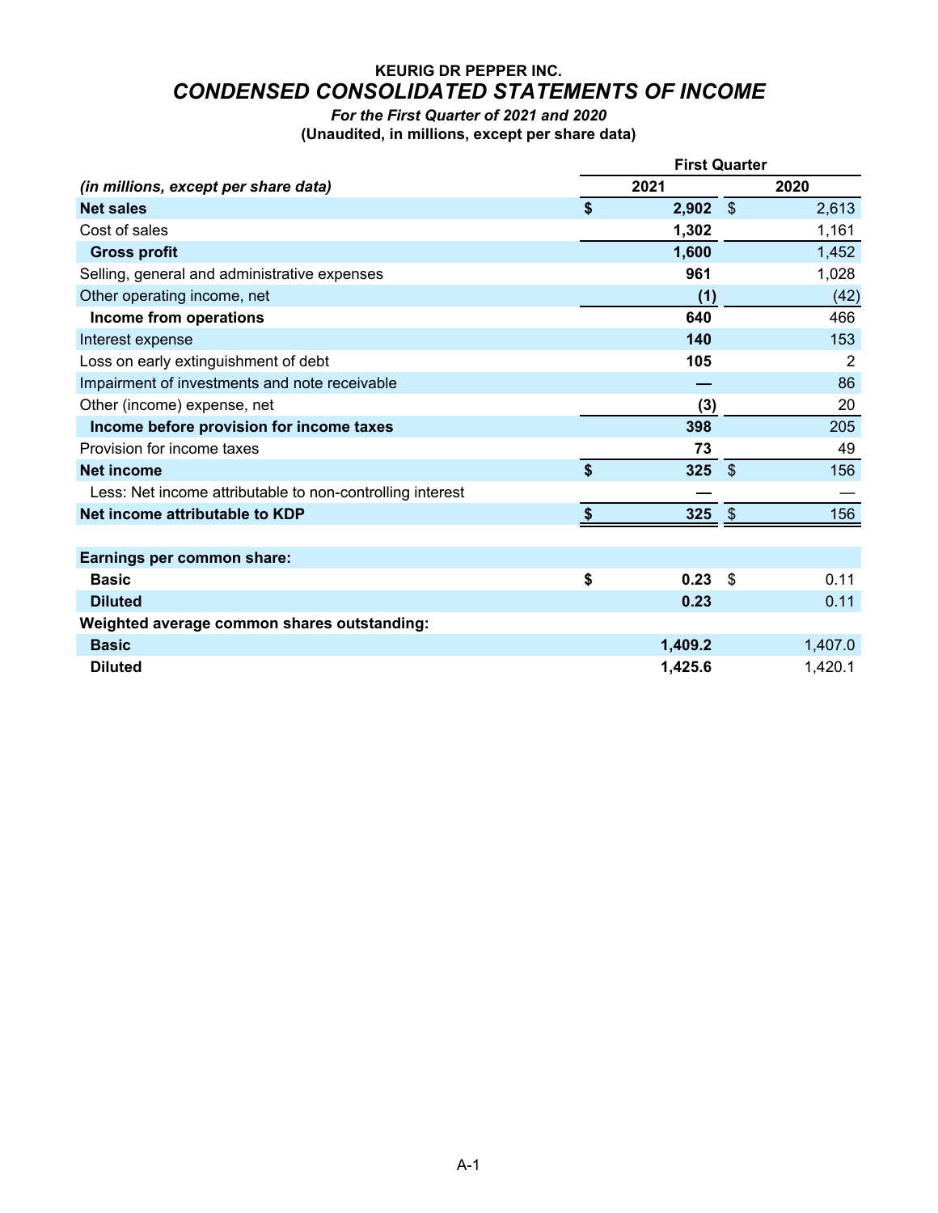**KEURIG DR PEPPER INC.**

# *CONDENSED CONSOLIDATED STATEMENTS OF INCOME*

***For the First Quarter of 2021 and 2020***

**(Unaudited, in millions, except per share data)**

| | First Quarter | |
|---|---|---|
| ***(in millions, except per share data)*** | **2021** | **2020** |
| **Net sales** | **$ 2,902** | $ 2,613 |
| Cost of sales | **1,302** | 1,161 |
| **Gross profit** | **1,600** | 1,452 |
| Selling, general and administrative expenses | **961** | 1,028 |
| Other operating income, net | **(1)** | (42) |
| **Income from operations** | **640** | 466 |
| Interest expense | **140** | 153 |
| Loss on early extinguishment of debt | **105** | 2 |
| Impairment of investments and note receivable | **—** | 86 |
| Other (income) expense, net | **(3)** | 20 |
| **Income before provision for income taxes** | **398** | 205 |
| Provision for income taxes | **73** | 49 |
| **Net income** | **$ 325** | $ 156 |
| Less: Net income attributable to non-controlling interest | **—** | — |
| **Net income attributable to KDP** | **$ 325** | $ 156 |
| | | |
| **Earnings per common share:** | | |
| **Basic** | **$ 0.23** | $ 0.11 |
| **Diluted** | **0.23** | 0.11 |
| **Weighted average common shares outstanding:** | | |
| **Basic** | **1,409.2** | 1,407.0 |
| **Diluted** | **1,425.6** | 1,420.1 |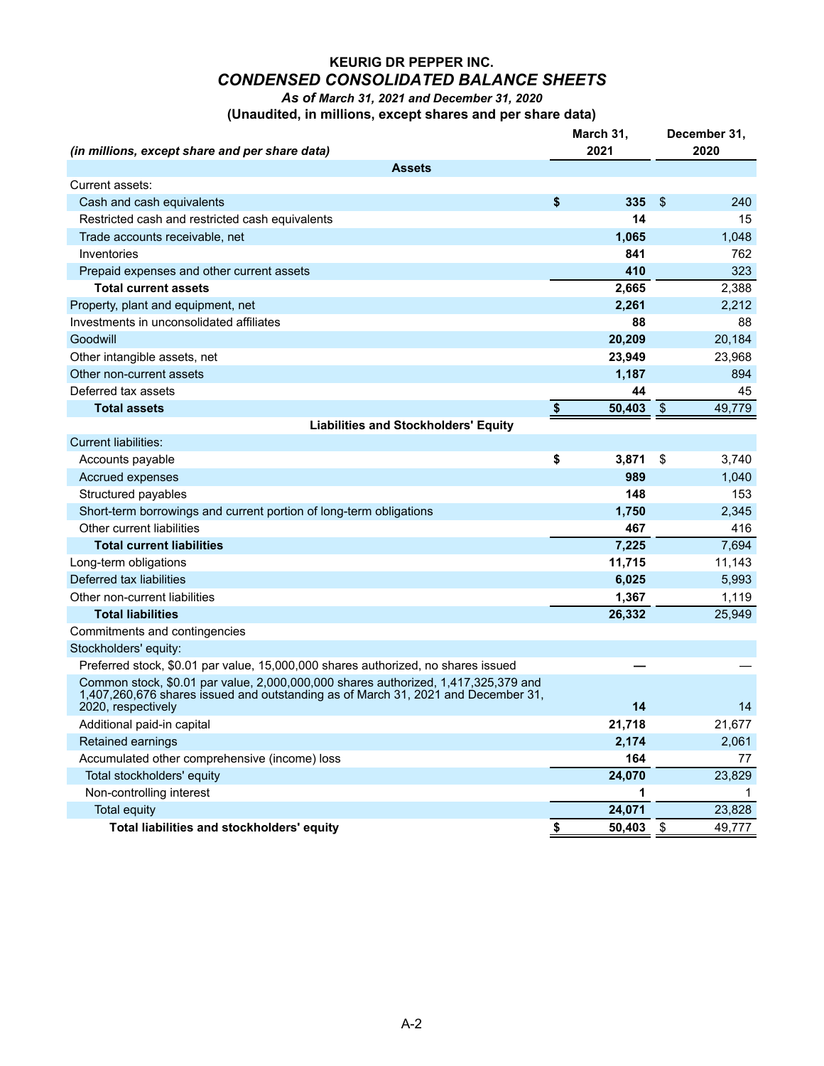# KEURIG DR PEPPER INC.

## *CONDENSED CONSOLIDATED BALANCE SHEETS*

***As of March 31, 2021 and December 31, 2020***

**(Unaudited, in millions, except shares and per share data)**

| *(in millions, except share and per share data)* | March 31, 2021 | December 31, 2020 |
|---|---|---|
| **Assets** | | |
| Current assets: | | |
| Cash and cash equivalents | $ 335 | $ 240 |
| Restricted cash and restricted cash equivalents | 14 | 15 |
| Trade accounts receivable, net | 1,065 | 1,048 |
| Inventories | 841 | 762 |
| Prepaid expenses and other current assets | 410 | 323 |
| **Total current assets** | 2,665 | 2,388 |
| Property, plant and equipment, net | 2,261 | 2,212 |
| Investments in unconsolidated affiliates | 88 | 88 |
| Goodwill | 20,209 | 20,184 |
| Other intangible assets, net | 23,949 | 23,968 |
| Other non-current assets | 1,187 | 894 |
| Deferred tax assets | 44 | 45 |
| **Total assets** | $ 50,403 | $ 49,779 |
| **Liabilities and Stockholders' Equity** | | |
| Current liabilities: | | |
| Accounts payable | $ 3,871 | $ 3,740 |
| Accrued expenses | 989 | 1,040 |
| Structured payables | 148 | 153 |
| Short-term borrowings and current portion of long-term obligations | 1,750 | 2,345 |
| Other current liabilities | 467 | 416 |
| **Total current liabilities** | 7,225 | 7,694 |
| Long-term obligations | 11,715 | 11,143 |
| Deferred tax liabilities | 6,025 | 5,993 |
| Other non-current liabilities | 1,367 | 1,119 |
| **Total liabilities** | 26,332 | 25,949 |
| Commitments and contingencies | | |
| Stockholders' equity: | | |
| Preferred stock, $0.01 par value, 15,000,000 shares authorized, no shares issued | — | — |
| Common stock, $0.01 par value, 2,000,000,000 shares authorized, 1,417,325,379 and 1,407,260,676 shares issued and outstanding as of March 31, 2021 and December 31, 2020, respectively | 14 | 14 |
| Additional paid-in capital | 21,718 | 21,677 |
| Retained earnings | 2,174 | 2,061 |
| Accumulated other comprehensive (income) loss | 164 | 77 |
| Total stockholders' equity | 24,070 | 23,829 |
| Non-controlling interest | 1 | 1 |
| Total equity | 24,071 | 23,828 |
| **Total liabilities and stockholders' equity** | $ 50,403 | $ 49,777 |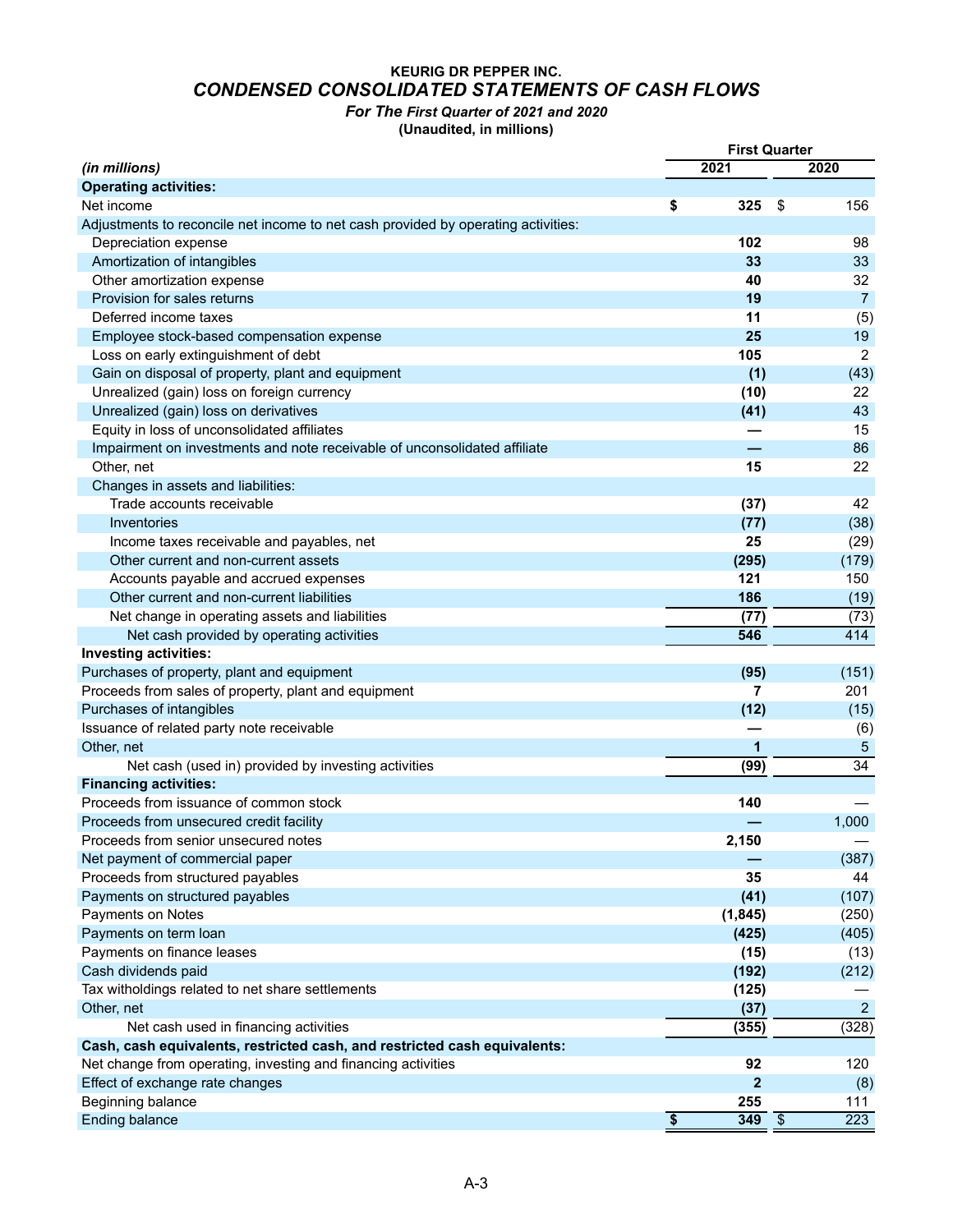**KEURIG DR PEPPER INC.**

***CONDENSED CONSOLIDATED STATEMENTS OF CASH FLOWS***

***For The First Quarter of 2021 and 2020***

**(Unaudited, in millions)**

| *(in millions)* | First Quarter 2021 | First Quarter 2020 |
|---|---|---|
| **Operating activities:** | | |
| Net income | **$ 325** | $ 156 |
| Adjustments to reconcile net income to net cash provided by operating activities: | | |
| Depreciation expense | **102** | 98 |
| Amortization of intangibles | **33** | 33 |
| Other amortization expense | **40** | 32 |
| Provision for sales returns | **19** | 7 |
| Deferred income taxes | **11** | (5) |
| Employee stock-based compensation expense | **25** | 19 |
| Loss on early extinguishment of debt | **105** | 2 |
| Gain on disposal of property, plant and equipment | **(1)** | (43) |
| Unrealized (gain) loss on foreign currency | **(10)** | 22 |
| Unrealized (gain) loss on derivatives | **(41)** | 43 |
| Equity in loss of unconsolidated affiliates | **—** | 15 |
| Impairment on investments and note receivable of unconsolidated affiliate | **—** | 86 |
| Other, net | **15** | 22 |
| Changes in assets and liabilities: | | |
| Trade accounts receivable | **(37)** | 42 |
| Inventories | **(77)** | (38) |
| Income taxes receivable and payables, net | **25** | (29) |
| Other current and non-current assets | **(295)** | (179) |
| Accounts payable and accrued expenses | **121** | 150 |
| Other current and non-current liabilities | **186** | (19) |
| Net change in operating assets and liabilities | **(77)** | (73) |
| Net cash provided by operating activities | **546** | 414 |
| **Investing activities:** | | |
| Purchases of property, plant and equipment | **(95)** | (151) |
| Proceeds from sales of property, plant and equipment | **7** | 201 |
| Purchases of intangibles | **(12)** | (15) |
| Issuance of related party note receivable | **—** | (6) |
| Other, net | **1** | 5 |
| Net cash (used in) provided by investing activities | **(99)** | 34 |
| **Financing activities:** | | |
| Proceeds from issuance of common stock | **140** | — |
| Proceeds from unsecured credit facility | **—** | 1,000 |
| Proceeds from senior unsecured notes | **2,150** | — |
| Net payment of commercial paper | **—** | (387) |
| Proceeds from structured payables | **35** | 44 |
| Payments on structured payables | **(41)** | (107) |
| Payments on Notes | **(1,845)** | (250) |
| Payments on term loan | **(425)** | (405) |
| Payments on finance leases | **(15)** | (13) |
| Cash dividends paid | **(192)** | (212) |
| Tax witholdings related to net share settlements | **(125)** | — |
| Other, net | **(37)** | 2 |
| Net cash used in financing activities | **(355)** | (328) |
| **Cash, cash equivalents, restricted cash, and restricted cash equivalents:** | | |
| Net change from operating, investing and financing activities | **92** | 120 |
| Effect of exchange rate changes | **2** | (8) |
| Beginning balance | **255** | 111 |
| Ending balance | **$ 349** | $ 223 |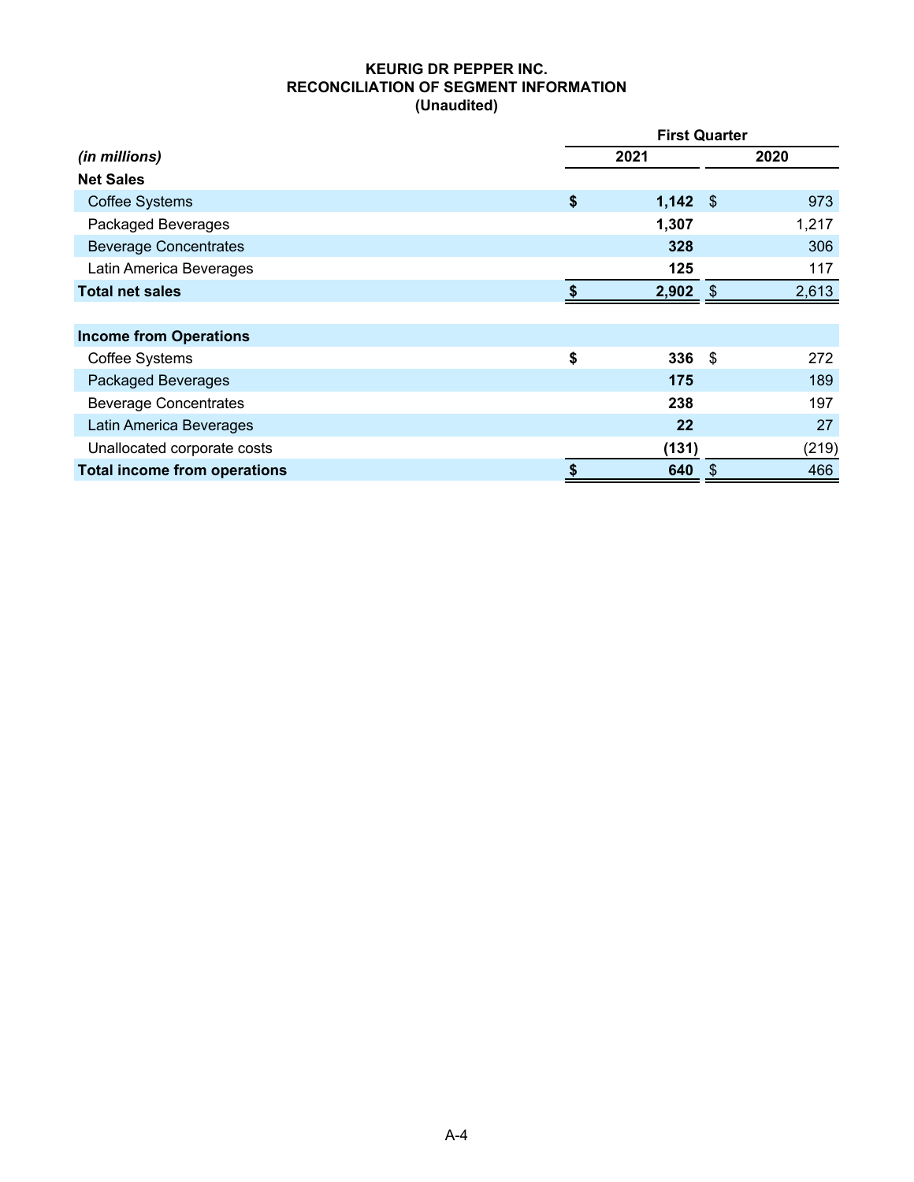**KEURIG DR PEPPER INC.**
**RECONCILIATION OF SEGMENT INFORMATION**
**(Unaudited)**

| *(in millions)* | First Quarter 2021 | First Quarter 2020 |
|---|---|---|
| **Net Sales** | | |
| Coffee Systems | **$ 1,142** | $ 973 |
| Packaged Beverages | **1,307** | 1,217 |
| Beverage Concentrates | **328** | 306 |
| Latin America Beverages | **125** | 117 |
| **Total net sales** | **$ 2,902** | $ 2,613 |
| | | |
| **Income from Operations** | | |
| Coffee Systems | **$ 336** | $ 272 |
| Packaged Beverages | **175** | 189 |
| Beverage Concentrates | **238** | 197 |
| Latin America Beverages | **22** | 27 |
| Unallocated corporate costs | **(131)** | (219) |
| **Total income from operations** | **$ 640** | $ 466 |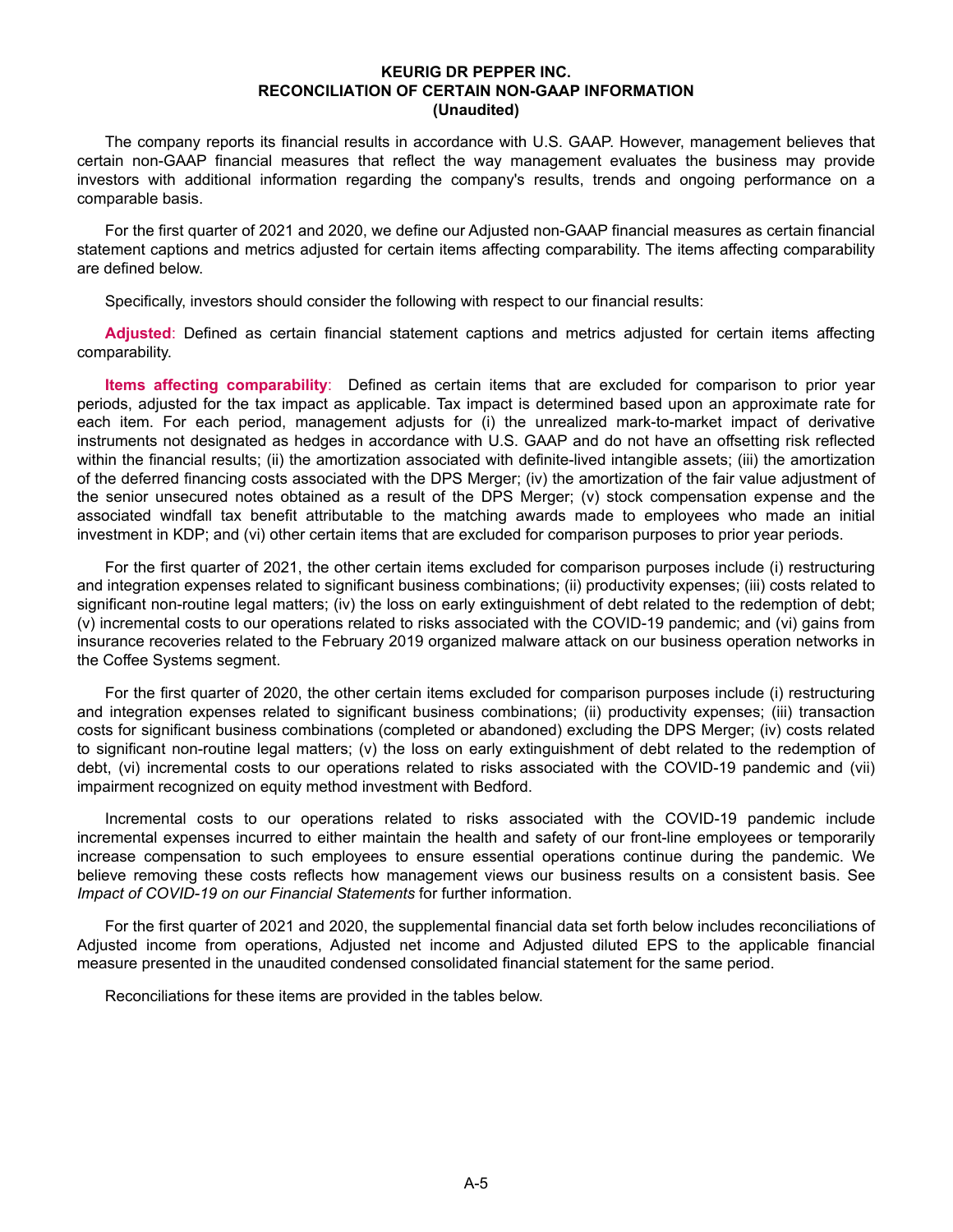# KEURIG DR PEPPER INC.
# RECONCILIATION OF CERTAIN NON-GAAP INFORMATION
# (Unaudited)

The company reports its financial results in accordance with U.S. GAAP. However, management believes that certain non-GAAP financial measures that reflect the way management evaluates the business may provide investors with additional information regarding the company's results, trends and ongoing performance on a comparable basis.

For the first quarter of 2021 and 2020, we define our Adjusted non-GAAP financial measures as certain financial statement captions and metrics adjusted for certain items affecting comparability. The items affecting comparability are defined below.

Specifically, investors should consider the following with respect to our financial results:

**Adjusted**: Defined as certain financial statement captions and metrics adjusted for certain items affecting comparability.

**Items affecting comparability**: Defined as certain items that are excluded for comparison to prior year periods, adjusted for the tax impact as applicable. Tax impact is determined based upon an approximate rate for each item. For each period, management adjusts for (i) the unrealized mark-to-market impact of derivative instruments not designated as hedges in accordance with U.S. GAAP and do not have an offsetting risk reflected within the financial results; (ii) the amortization associated with definite-lived intangible assets; (iii) the amortization of the deferred financing costs associated with the DPS Merger; (iv) the amortization of the fair value adjustment of the senior unsecured notes obtained as a result of the DPS Merger; (v) stock compensation expense and the associated windfall tax benefit attributable to the matching awards made to employees who made an initial investment in KDP; and (vi) other certain items that are excluded for comparison purposes to prior year periods.

For the first quarter of 2021, the other certain items excluded for comparison purposes include (i) restructuring and integration expenses related to significant business combinations; (ii) productivity expenses; (iii) costs related to significant non-routine legal matters; (iv) the loss on early extinguishment of debt related to the redemption of debt; (v) incremental costs to our operations related to risks associated with the COVID-19 pandemic; and (vi) gains from insurance recoveries related to the February 2019 organized malware attack on our business operation networks in the Coffee Systems segment.

For the first quarter of 2020, the other certain items excluded for comparison purposes include (i) restructuring and integration expenses related to significant business combinations; (ii) productivity expenses; (iii) transaction costs for significant business combinations (completed or abandoned) excluding the DPS Merger; (iv) costs related to significant non-routine legal matters; (v) the loss on early extinguishment of debt related to the redemption of debt, (vi) incremental costs to our operations related to risks associated with the COVID-19 pandemic and (vii) impairment recognized on equity method investment with Bedford.

Incremental costs to our operations related to risks associated with the COVID-19 pandemic include incremental expenses incurred to either maintain the health and safety of our front-line employees or temporarily increase compensation to such employees to ensure essential operations continue during the pandemic. We believe removing these costs reflects how management views our business results on a consistent basis. See *Impact of COVID-19 on our Financial Statements* for further information.

For the first quarter of 2021 and 2020, the supplemental financial data set forth below includes reconciliations of Adjusted income from operations, Adjusted net income and Adjusted diluted EPS to the applicable financial measure presented in the unaudited condensed consolidated financial statement for the same period.

Reconciliations for these items are provided in the tables below.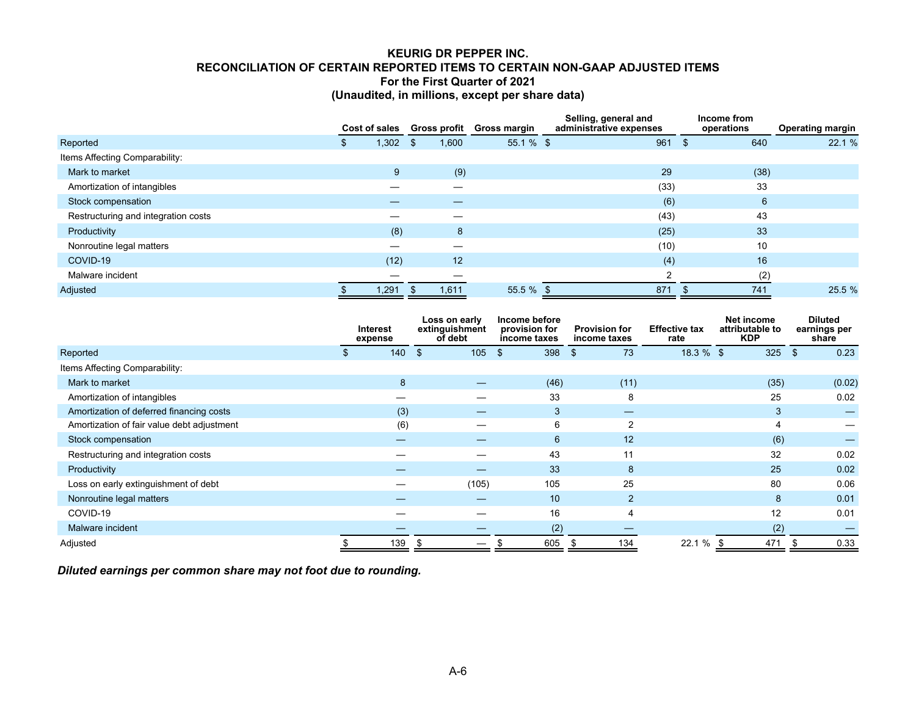**KEURIG DR PEPPER INC.**
**RECONCILIATION OF CERTAIN REPORTED ITEMS TO CERTAIN NON-GAAP ADJUSTED ITEMS**
**For the First Quarter of 2021**
**(Unaudited, in millions, except per share data)**

| | Cost of sales | Gross profit | Gross margin | Selling, general and administrative expenses | Income from operations | Operating margin |
|---|---|---|---|---|---|---|
| Reported | $ 1,302 | $ 1,600 | 55.1 % | $ 961 | $ 640 | 22.1 % |
| Items Affecting Comparability: | | | | | | |
| Mark to market | 9 | (9) | | 29 | (38) | |
| Amortization of intangibles | — | — | | (33) | 33 | |
| Stock compensation | — | — | | (6) | 6 | |
| Restructuring and integration costs | — | — | | (43) | 43 | |
| Productivity | (8) | 8 | | (25) | 33 | |
| Nonroutine legal matters | — | — | | (10) | 10 | |
| COVID-19 | (12) | 12 | | (4) | 16 | |
| Malware incident | — | — | | 2 | (2) | |
| Adjusted | $ 1,291 | $ 1,611 | 55.5 % | $ 871 | $ 741 | 25.5 % |

| | Interest expense | Loss on early extinguishment of debt | Income before provision for income taxes | Provision for income taxes | Effective tax rate | Net income attributable to KDP | Diluted earnings per share |
|---|---|---|---|---|---|---|---|
| Reported | $ 140 | $ 105 | $ 398 | $ 73 | 18.3 % | $ 325 | $ 0.23 |
| Items Affecting Comparability: | | | | | | | |
| Mark to market | 8 | — | (46) | (11) | | (35) | (0.02) |
| Amortization of intangibles | — | — | 33 | 8 | | 25 | 0.02 |
| Amortization of deferred financing costs | (3) | — | 3 | — | | 3 | — |
| Amortization of fair value debt adjustment | (6) | — | 6 | 2 | | 4 | — |
| Stock compensation | — | — | 6 | 12 | | (6) | — |
| Restructuring and integration costs | — | — | 43 | 11 | | 32 | 0.02 |
| Productivity | — | — | 33 | 8 | | 25 | 0.02 |
| Loss on early extinguishment of debt | — | (105) | 105 | 25 | | 80 | 0.06 |
| Nonroutine legal matters | — | — | 10 | 2 | | 8 | 0.01 |
| COVID-19 | — | — | 16 | 4 | | 12 | 0.01 |
| Malware incident | — | — | (2) | — | | (2) | — |
| Adjusted | $ 139 | $ — | $ 605 | $ 134 | 22.1 % | $ 471 | $ 0.33 |

***Diluted earnings per common share may not foot due to rounding.***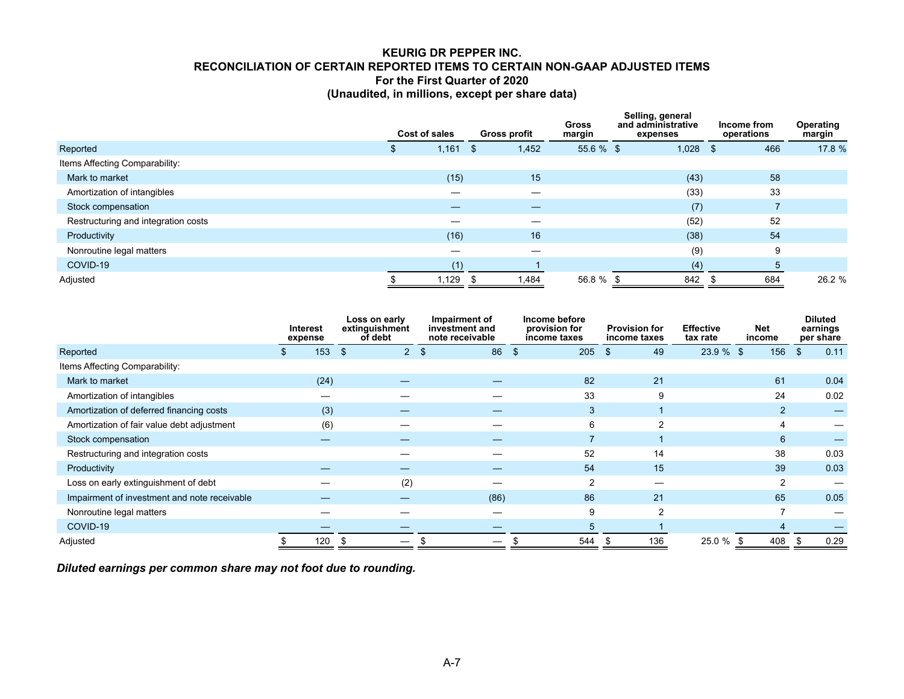**KEURIG DR PEPPER INC.**
**RECONCILIATION OF CERTAIN REPORTED ITEMS TO CERTAIN NON-GAAP ADJUSTED ITEMS**
**For the First Quarter of 2020**
**(Unaudited, in millions, except per share data)**

| | Cost of sales | Gross profit | Gross margin | Selling, general and administrative expenses | Income from operations | Operating margin |
|---|---|---|---|---|---|---|
| Reported | $ 1,161 | $ 1,452 | 55.6 % | $ 1,028 | $ 466 | 17.8 % |
| Items Affecting Comparability: | | | | | | |
| Mark to market | (15) | 15 | | (43) | 58 | |
| Amortization of intangibles | — | — | | (33) | 33 | |
| Stock compensation | — | — | | (7) | 7 | |
| Restructuring and integration costs | — | — | | (52) | 52 | |
| Productivity | (16) | 16 | | (38) | 54 | |
| Nonroutine legal matters | — | — | | (9) | 9 | |
| COVID-19 | (1) | 1 | | (4) | 5 | |
| Adjusted | $ 1,129 | $ 1,484 | 56.8 % | $ 842 | $ 684 | 26.2 % |

| | Interest expense | Loss on early extinguishment of debt | Impairment of investment and note receivable | Income before provision for income taxes | Provision for income taxes | Effective tax rate | Net income | Diluted earnings per share |
|---|---|---|---|---|---|---|---|---|
| Reported | $ 153 | $ 2 | $ 86 | $ 205 | $ 49 | 23.9 % | $ 156 | $ 0.11 |
| Items Affecting Comparability: | | | | | | | | |
| Mark to market | (24) | — | — | 82 | 21 | | 61 | 0.04 |
| Amortization of intangibles | — | — | — | 33 | 9 | | 24 | 0.02 |
| Amortization of deferred financing costs | (3) | — | — | 3 | 1 | | 2 | — |
| Amortization of fair value debt adjustment | (6) | — | — | 6 | 2 | | 4 | — |
| Stock compensation | — | — | — | 7 | 1 | | 6 | — |
| Restructuring and integration costs | | — | — | 52 | 14 | | 38 | 0.03 |
| Productivity | — | — | — | 54 | 15 | | 39 | 0.03 |
| Loss on early extinguishment of debt | — | (2) | — | 2 | — | | 2 | — |
| Impairment of investment and note receivable | — | — | (86) | 86 | 21 | | 65 | 0.05 |
| Nonroutine legal matters | — | — | — | 9 | 2 | | 7 | — |
| COVID-19 | — | — | — | 5 | 1 | | 4 | — |
| Adjusted | $ 120 | $ — | $ — | $ 544 | $ 136 | 25.0 % | $ 408 | $ 0.29 |

***Diluted earnings per common share may not foot due to rounding.***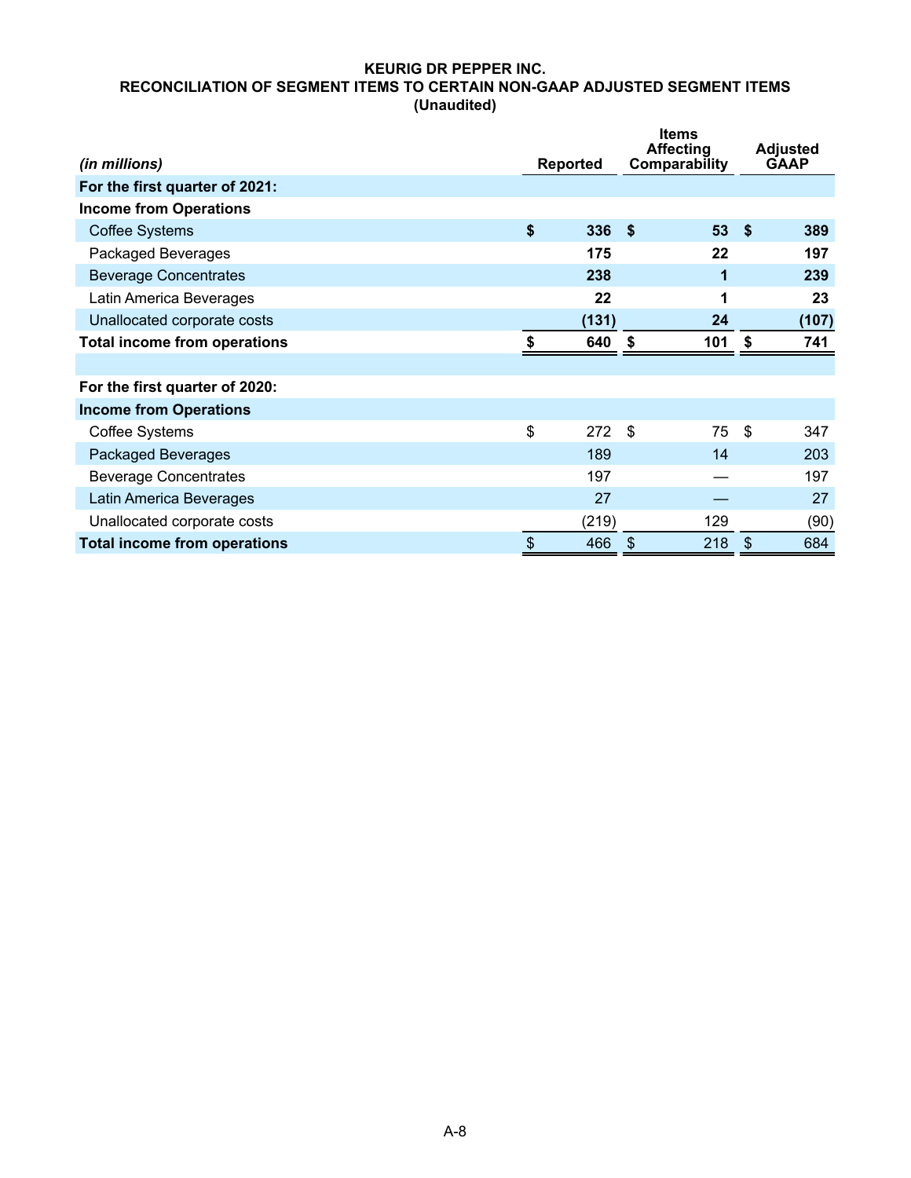**KEURIG DR PEPPER INC.**
**RECONCILIATION OF SEGMENT ITEMS TO CERTAIN NON-GAAP ADJUSTED SEGMENT ITEMS**
**(Unaudited)**

| *(in millions)* | Reported | Items Affecting Comparability | Adjusted GAAP |
|---|---|---|---|
| **For the first quarter of 2021:** | | | |
| **Income from Operations** | | | |
| Coffee Systems | **$ 336** | **$ 53** | **$ 389** |
| Packaged Beverages | **175** | **22** | **197** |
| Beverage Concentrates | **238** | **1** | **239** |
| Latin America Beverages | **22** | **1** | **23** |
| Unallocated corporate costs | **(131)** | **24** | **(107)** |
| **Total income from operations** | **$ 640** | **$ 101** | **$ 741** |
| | | | |
| **For the first quarter of 2020:** | | | |
| **Income from Operations** | | | |
| Coffee Systems | $ 272 | $ 75 | $ 347 |
| Packaged Beverages | 189 | 14 | 203 |
| Beverage Concentrates | 197 | — | 197 |
| Latin America Beverages | 27 | — | 27 |
| Unallocated corporate costs | (219) | 129 | (90) |
| **Total income from operations** | $ 466 | $ 218 | $ 684 |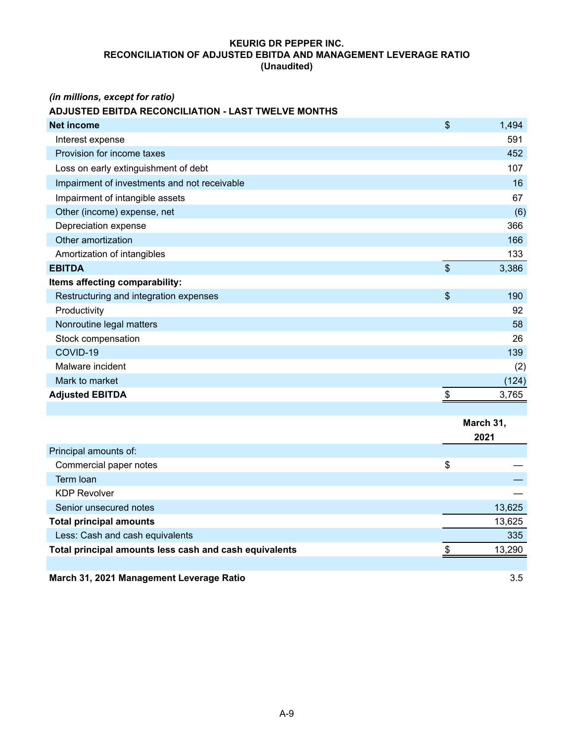**KEURIG DR PEPPER INC.**
**RECONCILIATION OF ADJUSTED EBITDA AND MANAGEMENT LEVERAGE RATIO**
**(Unaudited)**

*(in millions, except for ratio)*

**ADJUSTED EBITDA RECONCILIATION - LAST TWELVE MONTHS**

| | |
|---|---|
| **Net income** | $ 1,494 |
| Interest expense | 591 |
| Provision for income taxes | 452 |
| Loss on early extinguishment of debt | 107 |
| Impairment of investments and not receivable | 16 |
| Impairment of intangible assets | 67 |
| Other (income) expense, net | (6) |
| Depreciation expense | 366 |
| Other amortization | 166 |
| Amortization of intangibles | 133 |
| **EBITDA** | $ 3,386 |
| **Items affecting comparability:** | |
| Restructuring and integration expenses | $ 190 |
| Productivity | 92 |
| Nonroutine legal matters | 58 |
| Stock compensation | 26 |
| COVID-19 | 139 |
| Malware incident | (2) |
| Mark to market | (124) |
| **Adjusted EBITDA** | $ 3,765 |

| | March 31, 2021 |
|---|---|
| Principal amounts of: | |
| Commercial paper notes | $ — |
| Term loan | — |
| KDP Revolver | — |
| Senior unsecured notes | 13,625 |
| **Total principal amounts** | 13,625 |
| Less: Cash and cash equivalents | 335 |
| **Total principal amounts less cash and cash equivalents** | $ 13,290 |
| | |
| **March 31, 2021 Management Leverage Ratio** | 3.5 |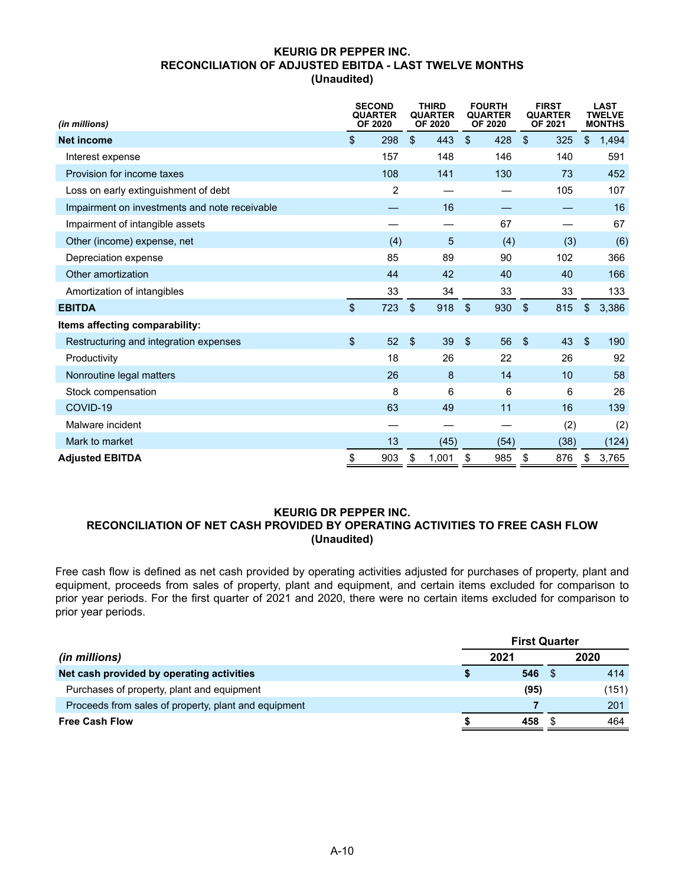# KEURIG DR PEPPER INC.
## RECONCILIATION OF ADJUSTED EBITDA - LAST TWELVE MONTHS
### (Unaudited)

| *(in millions)* | SECOND QUARTER OF 2020 | THIRD QUARTER OF 2020 | FOURTH QUARTER OF 2020 | FIRST QUARTER OF 2021 | LAST TWELVE MONTHS |
|---|---|---|---|---|---|
| **Net income** | $ 298 | $ 443 | $ 428 | $ 325 | $ 1,494 |
| Interest expense | 157 | 148 | 146 | 140 | 591 |
| Provision for income taxes | 108 | 141 | 130 | 73 | 452 |
| Loss on early extinguishment of debt | 2 | — | — | 105 | 107 |
| Impairment on investments and note receivable | — | 16 | — | — | 16 |
| Impairment of intangible assets | — | — | 67 | — | 67 |
| Other (income) expense, net | (4) | 5 | (4) | (3) | (6) |
| Depreciation expense | 85 | 89 | 90 | 102 | 366 |
| Other amortization | 44 | 42 | 40 | 40 | 166 |
| Amortization of intangibles | 33 | 34 | 33 | 33 | 133 |
| **EBITDA** | $ 723 | $ 918 | $ 930 | $ 815 | $ 3,386 |
| **Items affecting comparability:** | | | | | |
| Restructuring and integration expenses | $ 52 | $ 39 | $ 56 | $ 43 | $ 190 |
| Productivity | 18 | 26 | 22 | 26 | 92 |
| Nonroutine legal matters | 26 | 8 | 14 | 10 | 58 |
| Stock compensation | 8 | 6 | 6 | 6 | 26 |
| COVID-19 | 63 | 49 | 11 | 16 | 139 |
| Malware incident | — | — | — | (2) | (2) |
| Mark to market | 13 | (45) | (54) | (38) | (124) |
| **Adjusted EBITDA** | $ 903 | $ 1,001 | $ 985 | $ 876 | $ 3,765 |

# KEURIG DR PEPPER INC.
## RECONCILIATION OF NET CASH PROVIDED BY OPERATING ACTIVITIES TO FREE CASH FLOW
### (Unaudited)

Free cash flow is defined as net cash provided by operating activities adjusted for purchases of property, plant and equipment, proceeds from sales of property, plant and equipment, and certain items excluded for comparison to prior year periods. For the first quarter of 2021 and 2020, there were no certain items excluded for comparison to prior year periods.

| | First Quarter | |
|---|---|---|
| *(in millions)* | 2021 | 2020 |
| **Net cash provided by operating activities** | **$ 546** | $ 414 |
| Purchases of property, plant and equipment | **(95)** | (151) |
| Proceeds from sales of property, plant and equipment | **7** | 201 |
| **Free Cash Flow** | **$ 458** | $ 464 |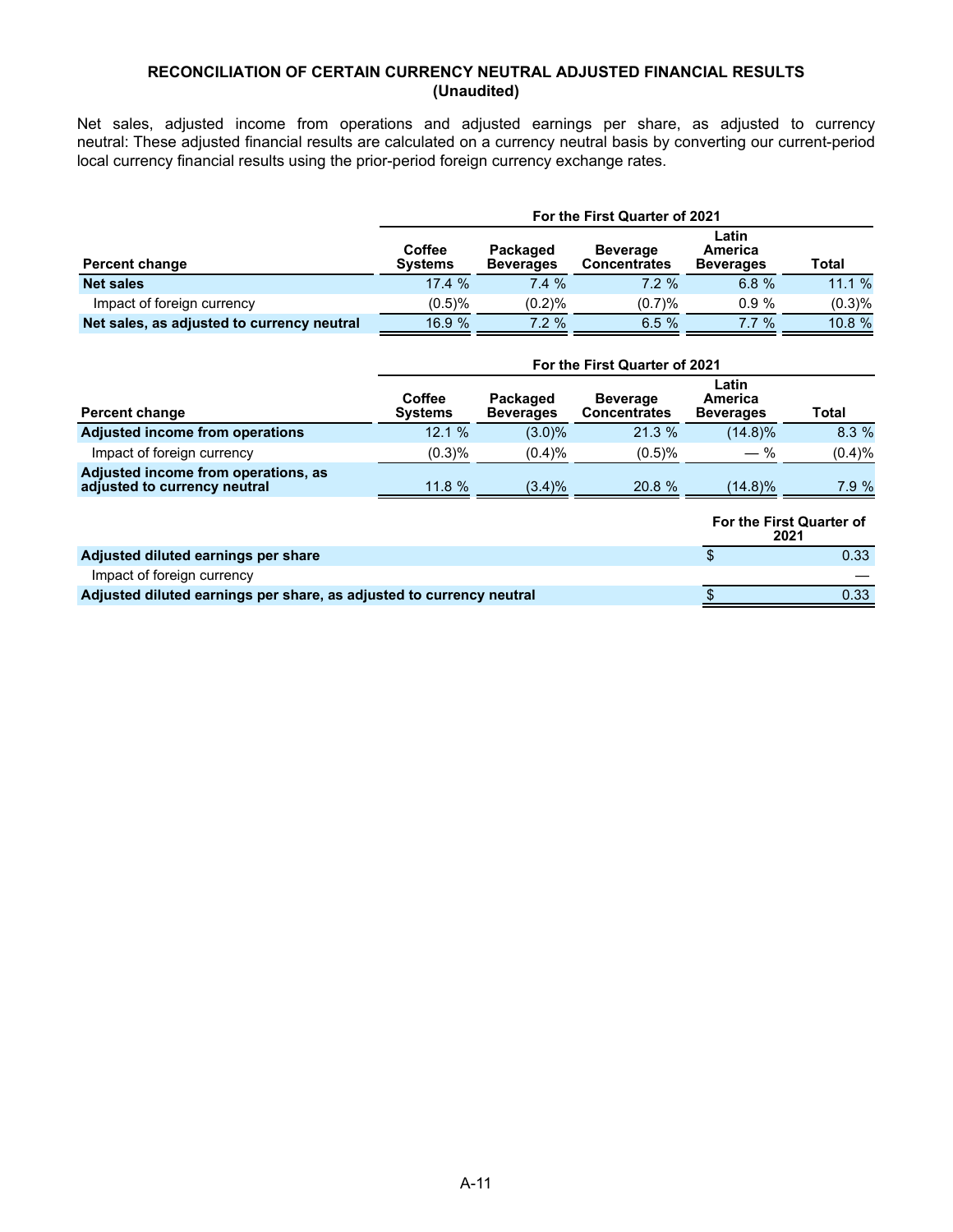## RECONCILIATION OF CERTAIN CURRENCY NEUTRAL ADJUSTED FINANCIAL RESULTS
## (Unaudited)

Net sales, adjusted income from operations and adjusted earnings per share, as adjusted to currency neutral: These adjusted financial results are calculated on a currency neutral basis by converting our current-period local currency financial results using the prior-period foreign currency exchange rates.

| | For the First Quarter of 2021 | | | | |
|---|---|---|---|---|---|
| **Percent change** | **Coffee Systems** | **Packaged Beverages** | **Beverage Concentrates** | **Latin America Beverages** | **Total** |
| **Net sales** | 17.4 % | 7.4 % | 7.2 % | 6.8 % | 11.1 % |
| Impact of foreign currency | (0.5)% | (0.2)% | (0.7)% | 0.9 % | (0.3)% |
| **Net sales, as adjusted to currency neutral** | 16.9 % | 7.2 % | 6.5 % | 7.7 % | 10.8 % |

| | For the First Quarter of 2021 | | | | |
|---|---|---|---|---|---|
| **Percent change** | **Coffee Systems** | **Packaged Beverages** | **Beverage Concentrates** | **Latin America Beverages** | **Total** |
| **Adjusted income from operations** | 12.1 % | (3.0)% | 21.3 % | (14.8)% | 8.3 % |
| Impact of foreign currency | (0.3)% | (0.4)% | (0.5)% | — % | (0.4)% |
| **Adjusted income from operations, as adjusted to currency neutral** | 11.8 % | (3.4)% | 20.8 % | (14.8)% | 7.9 % |

| | For the First Quarter of 2021 |
|---|---|
| **Adjusted diluted earnings per share** | $ 0.33 |
| Impact of foreign currency | — |
| **Adjusted diluted earnings per share, as adjusted to currency neutral** | $ 0.33 |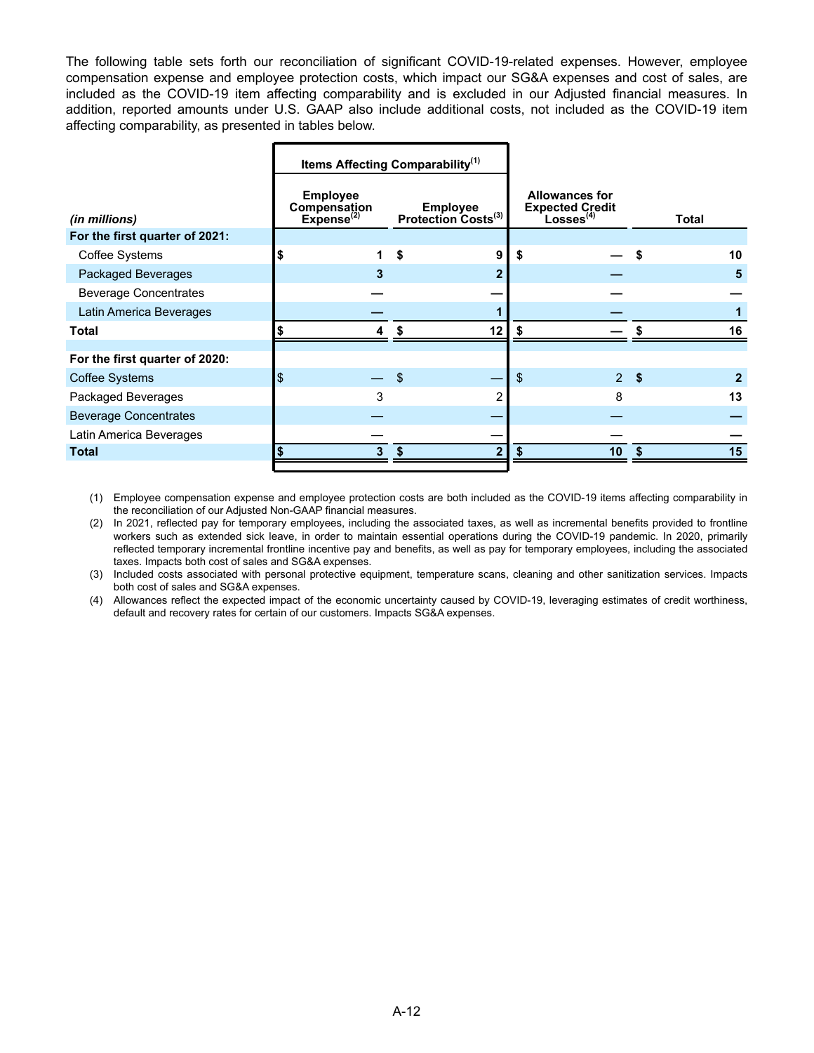The following table sets forth our reconciliation of significant COVID-19-related expenses. However, employee compensation expense and employee protection costs, which impact our SG&A expenses and cost of sales, are included as the COVID-19 item affecting comparability and is excluded in our Adjusted financial measures. In addition, reported amounts under U.S. GAAP also include additional costs, not included as the COVID-19 item affecting comparability, as presented in tables below.

| | Items Affecting Comparability[(1)] | | | |
|---|---|---|---|---|
| *(in millions)* | Employee Compensation Expense[(2)] | Employee Protection Costs[(3)] | Allowances for Expected Credit Losses[(4)] | Total |
| **For the first quarter of 2021:** | | | | |
| Coffee Systems | $ 1 | $ 9 | $ — | $ 10 |
| Packaged Beverages | 3 | 2 | — | 5 |
| Beverage Concentrates | — | — | — | — |
| Latin America Beverages | — | 1 | — | 1 |
| **Total** | $ 4 | $ 12 | $ — | $ 16 |
| | | | | |
| **For the first quarter of 2020:** | | | | |
| Coffee Systems | $ — | $ — | $ 2 | $ 2 |
| Packaged Beverages | 3 | 2 | 8 | 13 |
| Beverage Concentrates | — | — | — | — |
| Latin America Beverages | — | — | — | — |
| **Total** | $ 3 | $ 2 | $ 10 | $ 15 |

(1) Employee compensation expense and employee protection costs are both included as the COVID-19 items affecting comparability in the reconciliation of our Adjusted Non-GAAP financial measures.

(2) In 2021, reflected pay for temporary employees, including the associated taxes, as well as incremental benefits provided to frontline workers such as extended sick leave, in order to maintain essential operations during the COVID-19 pandemic. In 2020, primarily reflected temporary incremental frontline incentive pay and benefits, as well as pay for temporary employees, including the associated taxes. Impacts both cost of sales and SG&A expenses.

(3) Included costs associated with personal protective equipment, temperature scans, cleaning and other sanitization services. Impacts both cost of sales and SG&A expenses.

(4) Allowances reflect the expected impact of the economic uncertainty caused by COVID-19, leveraging estimates of credit worthiness, default and recovery rates for certain of our customers. Impacts SG&A expenses.